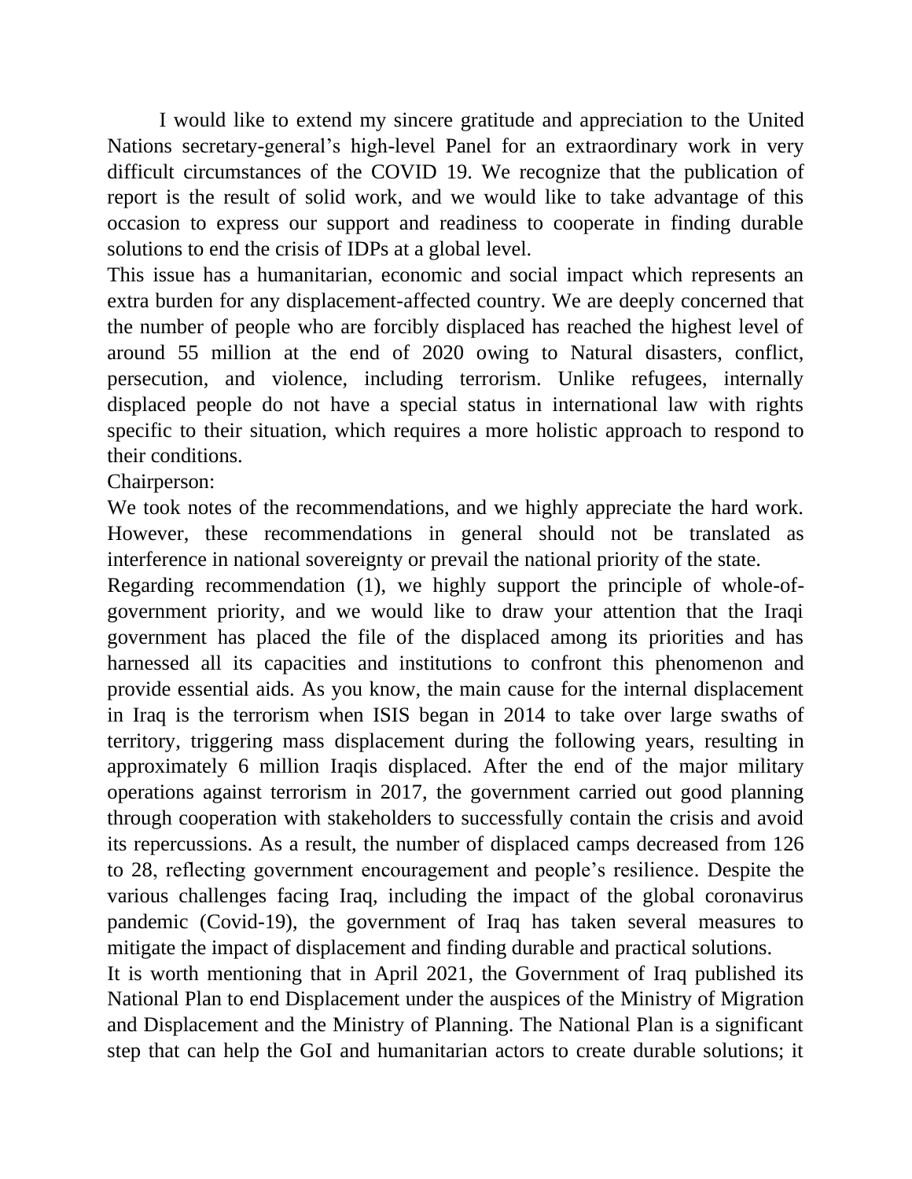I would like to extend my sincere gratitude and appreciation to the United Nations secretary-general's high-level Panel for an extraordinary work in very difficult circumstances of the COVID 19. We recognize that the publication of report is the result of solid work, and we would like to take advantage of this occasion to express our support and readiness to cooperate in finding durable solutions to end the crisis of IDPs at a global level.

This issue has a humanitarian, economic and social impact which represents an extra burden for any displacement-affected country. We are deeply concerned that the number of people who are forcibly displaced has reached the highest level of around 55 million at the end of 2020 owing to Natural disasters, conflict, persecution, and violence, including terrorism. Unlike refugees, internally displaced people do not have a special status in international law with rights specific to their situation, which requires a more holistic approach to respond to their conditions.

Chairperson:

We took notes of the recommendations, and we highly appreciate the hard work. However, these recommendations in general should not be translated as interference in national sovereignty or prevail the national priority of the state.

Regarding recommendation (1), we highly support the principle of whole-of-government priority, and we would like to draw your attention that the Iraqi government has placed the file of the displaced among its priorities and has harnessed all its capacities and institutions to confront this phenomenon and provide essential aids. As you know, the main cause for the internal displacement in Iraq is the terrorism when ISIS began in 2014 to take over large swaths of territory, triggering mass displacement during the following years, resulting in approximately 6 million Iraqis displaced. After the end of the major military operations against terrorism in 2017, the government carried out good planning through cooperation with stakeholders to successfully contain the crisis and avoid its repercussions. As a result, the number of displaced camps decreased from 126 to 28, reflecting government encouragement and people's resilience. Despite the various challenges facing Iraq, including the impact of the global coronavirus pandemic (Covid-19), the government of Iraq has taken several measures to mitigate the impact of displacement and finding durable and practical solutions.

It is worth mentioning that in April 2021, the Government of Iraq published its National Plan to end Displacement under the auspices of the Ministry of Migration and Displacement and the Ministry of Planning. The National Plan is a significant step that can help the GoI and humanitarian actors to create durable solutions; it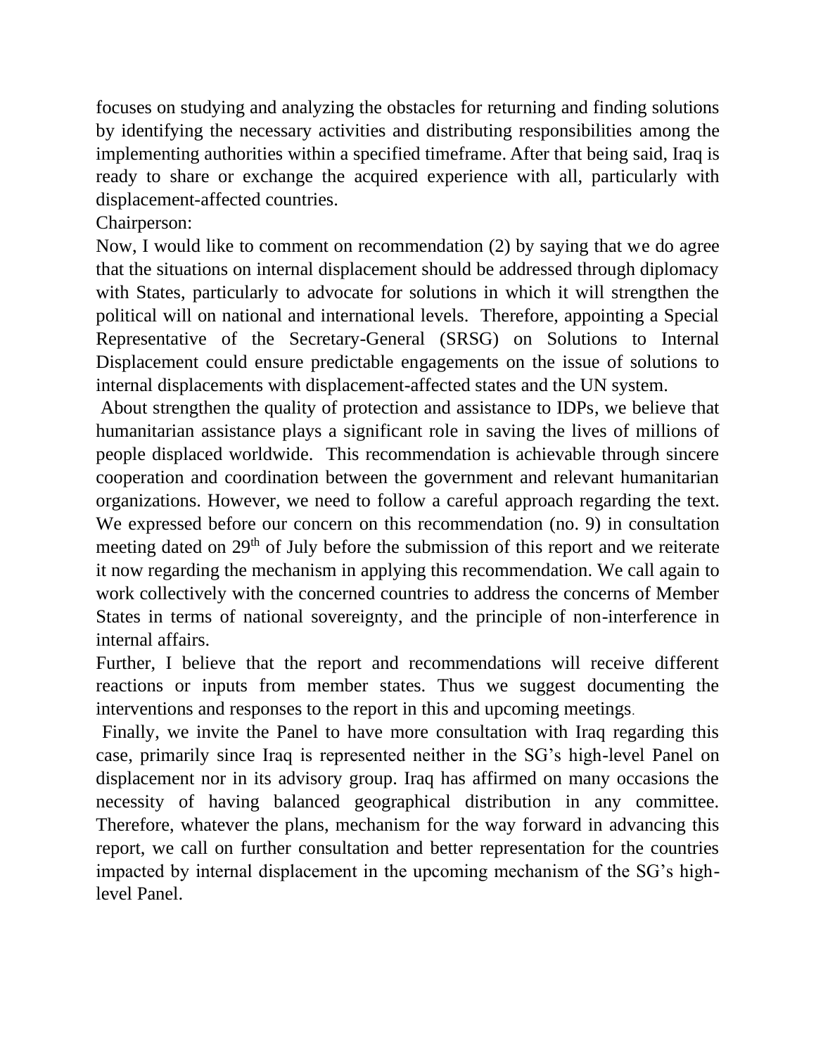focuses on studying and analyzing the obstacles for returning and finding solutions by identifying the necessary activities and distributing responsibilities among the implementing authorities within a specified timeframe. After that being said, Iraq is ready to share or exchange the acquired experience with all, particularly with displacement-affected countries.

Chairperson:

Now, I would like to comment on recommendation (2) by saying that we do agree that the situations on internal displacement should be addressed through diplomacy with States, particularly to advocate for solutions in which it will strengthen the political will on national and international levels. Therefore, appointing a Special Representative of the Secretary-General (SRSG) on Solutions to Internal Displacement could ensure predictable engagements on the issue of solutions to internal displacements with displacement-affected states and the UN system.

About strengthen the quality of protection and assistance to IDPs, we believe that humanitarian assistance plays a significant role in saving the lives of millions of people displaced worldwide. This recommendation is achievable through sincere cooperation and coordination between the government and relevant humanitarian organizations. However, we need to follow a careful approach regarding the text. We expressed before our concern on this recommendation (no. 9) in consultation meeting dated on 29th of July before the submission of this report and we reiterate it now regarding the mechanism in applying this recommendation. We call again to work collectively with the concerned countries to address the concerns of Member States in terms of national sovereignty, and the principle of non-interference in internal affairs.

Further, I believe that the report and recommendations will receive different reactions or inputs from member states. Thus we suggest documenting the interventions and responses to the report in this and upcoming meetings.

Finally, we invite the Panel to have more consultation with Iraq regarding this case, primarily since Iraq is represented neither in the SG's high-level Panel on displacement nor in its advisory group. Iraq has affirmed on many occasions the necessity of having balanced geographical distribution in any committee. Therefore, whatever the plans, mechanism for the way forward in advancing this report, we call on further consultation and better representation for the countries impacted by internal displacement in the upcoming mechanism of the SG's high-level Panel.